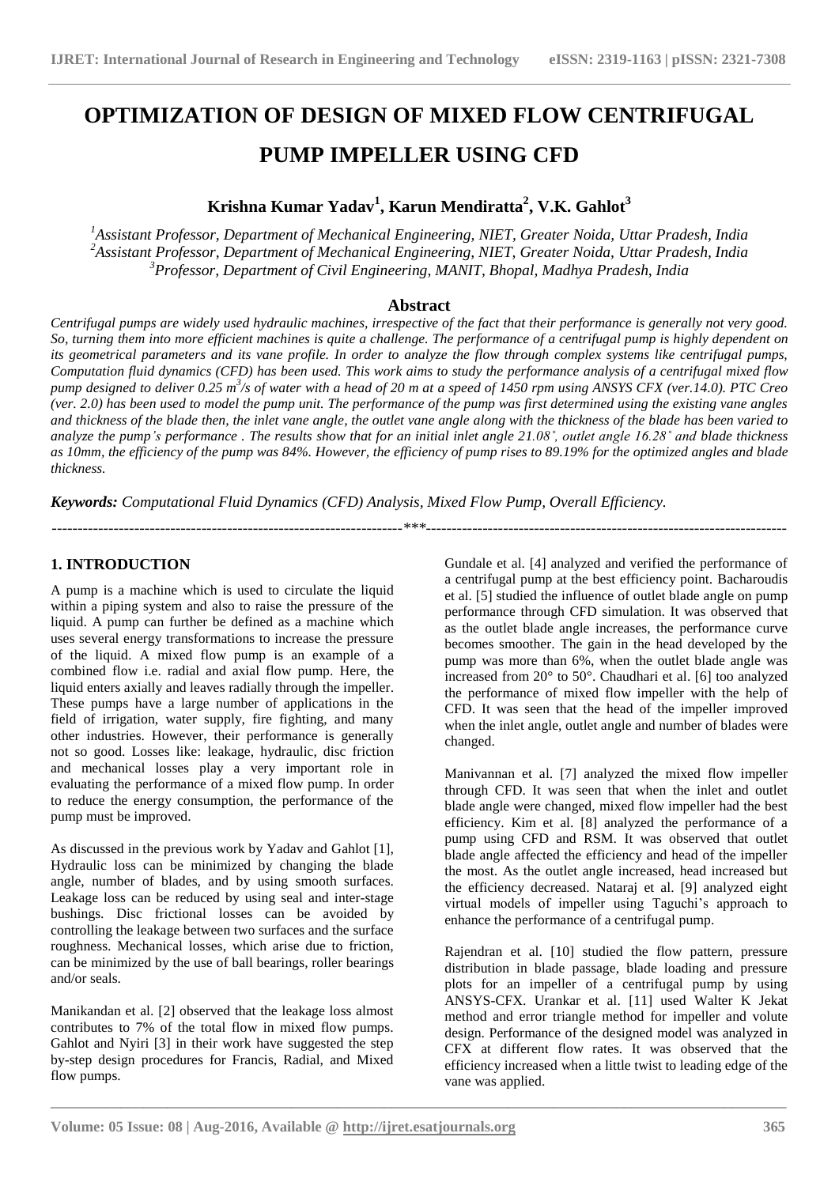# OPTIMIZATION OF DESIGN OF MIXED FLOW CENTRIFUGAL PUMP IMPELLER USING CFD

**Krishna Kumar Yadav[1], Karun Mendiratta[2], V.K. Gahlot[3]**

[1]*Assistant Professor, Department of Mechanical Engineering, NIET, Greater Noida, Uttar Pradesh, India*
[2]*Assistant Professor, Department of Mechanical Engineering, NIET, Greater Noida, Uttar Pradesh, India*
[3]*Professor, Department of Civil Engineering, MANIT, Bhopal, Madhya Pradesh, India*

## Abstract

*Centrifugal pumps are widely used hydraulic machines, irrespective of the fact that their performance is generally not very good. So, turning them into more efficient machines is quite a challenge. The performance of a centrifugal pump is highly dependent on its geometrical parameters and its vane profile. In order to analyze the flow through complex systems like centrifugal pumps, Computation fluid dynamics (CFD) has been used. This work aims to study the performance analysis of a centrifugal mixed flow pump designed to deliver 0.25 $m^3/s$ of water with a head of 20 m at a speed of 1450 rpm using ANSYS CFX (ver.14.0). PTC Creo (ver. 2.0) has been used to model the pump unit. The performance of the pump was first determined using the existing vane angles and thickness of the blade then, the inlet vane angle, the outlet vane angle along with the thickness of the blade has been varied to analyze the pump's performance . The results show that for an initial inlet angle 21.08°, outlet angle 16.28° and blade thickness as 10mm, the efficiency of the pump was 84%. However, the efficiency of pump rises to 89.19% for the optimized angles and blade thickness.*

***Keywords:*** *Computational Fluid Dynamics (CFD) Analysis, Mixed Flow Pump, Overall Efficiency.*

---

## 1. INTRODUCTION

A pump is a machine which is used to circulate the liquid within a piping system and also to raise the pressure of the liquid. A pump can further be defined as a machine which uses several energy transformations to increase the pressure of the liquid. A mixed flow pump is an example of a combined flow i.e. radial and axial flow pump. Here, the liquid enters axially and leaves radially through the impeller. These pumps have a large number of applications in the field of irrigation, water supply, fire fighting, and many other industries. However, their performance is generally not so good. Losses like: leakage, hydraulic, disc friction and mechanical losses play a very important role in evaluating the performance of a mixed flow pump. In order to reduce the energy consumption, the performance of the pump must be improved.

As discussed in the previous work by Yadav and Gahlot [1], Hydraulic loss can be minimized by changing the blade angle, number of blades, and by using smooth surfaces. Leakage loss can be reduced by using seal and inter-stage bushings. Disc frictional losses can be avoided by controlling the leakage between two surfaces and the surface roughness. Mechanical losses, which arise due to friction, can be minimized by the use of ball bearings, roller bearings and/or seals.

Manikandan et al. [2] observed that the leakage loss almost contributes to 7% of the total flow in mixed flow pumps. Gahlot and Nyiri [3] in their work have suggested the step by-step design procedures for Francis, Radial, and Mixed flow pumps.

Gundale et al. [4] analyzed and verified the performance of a centrifugal pump at the best efficiency point. Bacharoudis et al. [5] studied the influence of outlet blade angle on pump performance through CFD simulation. It was observed that as the outlet blade angle increases, the performance curve becomes smoother. The gain in the head developed by the pump was more than 6%, when the outlet blade angle was increased from 20° to 50°. Chaudhari et al. [6] too analyzed the performance of mixed flow impeller with the help of CFD. It was seen that the head of the impeller improved when the inlet angle, outlet angle and number of blades were changed.

Manivannan et al. [7] analyzed the mixed flow impeller through CFD. It was seen that when the inlet and outlet blade angle were changed, mixed flow impeller had the best efficiency. Kim et al. [8] analyzed the performance of a pump using CFD and RSM. It was observed that outlet blade angle affected the efficiency and head of the impeller the most. As the outlet angle increased, head increased but the efficiency decreased. Nataraj et al. [9] analyzed eight virtual models of impeller using Taguchi's approach to enhance the performance of a centrifugal pump.

Rajendran et al. [10] studied the flow pattern, pressure distribution in blade passage, blade loading and pressure plots for an impeller of a centrifugal pump by using ANSYS-CFX. Urankar et al. [11] used Walter K Jekat method and error triangle method for impeller and volute design. Performance of the designed model was analyzed in CFX at different flow rates. It was observed that the efficiency increased when a little twist to leading edge of the vane was applied.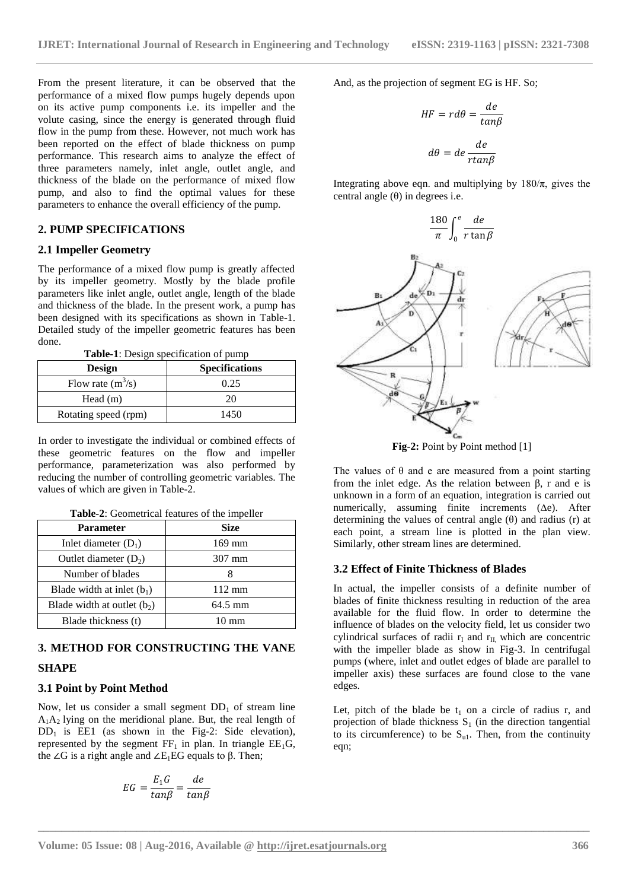From the present literature, it can be observed that the performance of a mixed flow pumps hugely depends upon on its active pump components i.e. its impeller and the volute casing, since the energy is generated through fluid flow in the pump from these. However, not much work has been reported on the effect of blade thickness on pump performance. This research aims to analyze the effect of three parameters namely, inlet angle, outlet angle, and thickness of the blade on the performance of mixed flow pump, and also to find the optimal values for these parameters to enhance the overall efficiency of the pump.

## 2. PUMP SPECIFICATIONS

### 2.1 Impeller Geometry

The performance of a mixed flow pump is greatly affected by its impeller geometry. Mostly by the blade profile parameters like inlet angle, outlet angle, length of the blade and thickness of the blade. In the present work, a pump has been designed with its specifications as shown in Table-1. Detailed study of the impeller geometric features has been done.

**Table-1**: Design specification of pump

| Design | Specifications |
|---|---|
| Flow rate ($m^3/s$) | 0.25 |
| Head (m) | 20 |
| Rotating speed (rpm) | 1450 |

In order to investigate the individual or combined effects of these geometric features on the flow and impeller performance, parameterization was also performed by reducing the number of controlling geometric variables. The values of which are given in Table-2.

**Table-2**: Geometrical features of the impeller

| Parameter | Size |
|---|---|
| Inlet diameter ($D_1$) | 169 mm |
| Outlet diameter ($D_2$) | 307 mm |
| Number of blades | 8 |
| Blade width at inlet ($b_1$) | 112 mm |
| Blade width at outlet ($b_2$) | 64.5 mm |
| Blade thickness (t) | 10 mm |

## 3. METHOD FOR CONSTRUCTING THE VANE SHAPE

### 3.1 Point by Point Method

Now, let us consider a small segment $DD_1$ of stream line $A_1A_2$ lying on the meridional plane. But, the real length of $DD_1$ is EE1 (as shown in the Fig-2: Side elevation), represented by the segment $FF_1$ in plan. In triangle $EE_1G$, the $\angle G$ is a right angle and $\angle E_1EG$ equals to β. Then;

$$EG = \frac{E_1G}{tan\beta} = \frac{de}{tan\beta}$$

And, as the projection of segment EG is HF. So;

$$HF = rd\theta = \frac{de}{tan\beta}$$

$$d\theta = de\frac{de}{rtan\beta}$$

Integrating above eqn. and multiplying by 180/π, gives the central angle (θ) in degrees i.e.

$$\frac{180}{\pi}\int_0^e \frac{de}{r\tan\beta}$$

**Fig-2:** Point by Point method [1]

The values of θ and e are measured from a point starting from the inlet edge. As the relation between β, r and e is unknown in a form of an equation, integration is carried out numerically, assuming finite increments (Δe). After determining the values of central angle (θ) and radius (r) at each point, a stream line is plotted in the plan view. Similarly, other stream lines are determined.

### 3.2 Effect of Finite Thickness of Blades

In actual, the impeller consists of a definite number of blades of finite thickness resulting in reduction of the area available for the fluid flow. In order to determine the influence of blades on the velocity field, let us consider two cylindrical surfaces of radii $r_I$ and $r_{II,}$ which are concentric with the impeller blade as show in Fig-3. In centrifugal pumps (where, inlet and outlet edges of blade are parallel to impeller axis) these surfaces are found close to the vane edges.

Let, pitch of the blade be $t_1$ on a circle of radius r, and projection of blade thickness $S_1$ (in the direction tangential to its circumference) to be $S_{u1}$. Then, from the continuity eqn;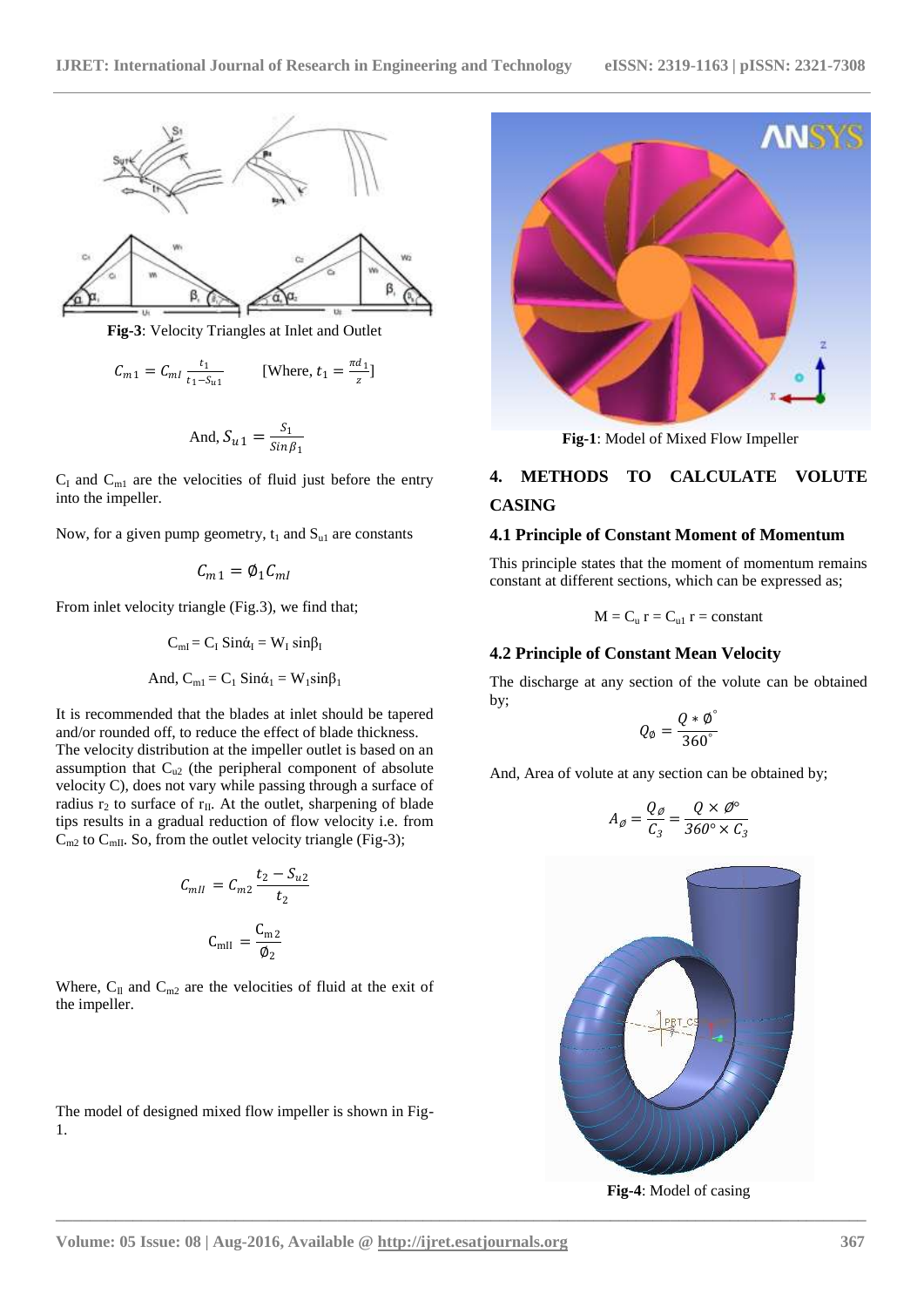**Fig-3**: Velocity Triangles at Inlet and Outlet

$$C_{m1} = C_{mI}\frac{t_1}{t_1 - S_{u1}} \qquad \text{[Where, } t_1 = \frac{\pi d_1}{z}\text{]}$$

$$\text{And, } S_{u1} = \frac{S_1}{Sin\beta_1}$$

$C_I$ and $C_{m1}$ are the velocities of fluid just before the entry into the impeller.

Now, for a given pump geometry, $t_1$ and $S_{u1}$ are constants

$$C_{m1} = \emptyset_1 C_{mI}$$

From inlet velocity triangle (Fig.3), we find that;

$$C_{mI} = C_I\, Sin\acute{\alpha}_I = W_I\, sin\beta_I$$

$$\text{And, } C_{m1} = C_1\, Sin\acute{\alpha}_1 = W_1 sin\beta_1$$

It is recommended that the blades at inlet should be tapered and/or rounded off, to reduce the effect of blade thickness. The velocity distribution at the impeller outlet is based on an assumption that $C_{u2}$ (the peripheral component of absolute velocity C), does not vary while passing through a surface of radius $r_2$ to surface of $r_{II}$. At the outlet, sharpening of blade tips results in a gradual reduction of flow velocity i.e. from $C_{m2}$ to $C_{mII}$. So, from the outlet velocity triangle (Fig-3);

$$C_{mII} = C_{m2}\frac{t_2 - S_{u2}}{t_2}$$

$$C_{mII} = \frac{C_{m2}}{\emptyset_2}$$

Where, $C_{II}$ and $C_{m2}$ are the velocities of fluid at the exit of the impeller.

The model of designed mixed flow impeller is shown in Fig-1.

**Fig-1**: Model of Mixed Flow Impeller

## 4. METHODS TO CALCULATE VOLUTE CASING

### 4.1 Principle of Constant Moment of Momentum

This principle states that the moment of momentum remains constant at different sections, which can be expressed as;

$$M = C_u\, r = C_{u1}\, r = \text{constant}$$

### 4.2 Principle of Constant Mean Velocity

The discharge at any section of the volute can be obtained by;

$$Q_\emptyset = \frac{Q * \emptyset^\circ}{360^\circ}$$

And, Area of volute at any section can be obtained by;

$$A_\emptyset = \frac{Q_\emptyset}{C_3} = \frac{Q \times \emptyset^\circ}{360^\circ \times C_3}$$

**Fig-4**: Model of casing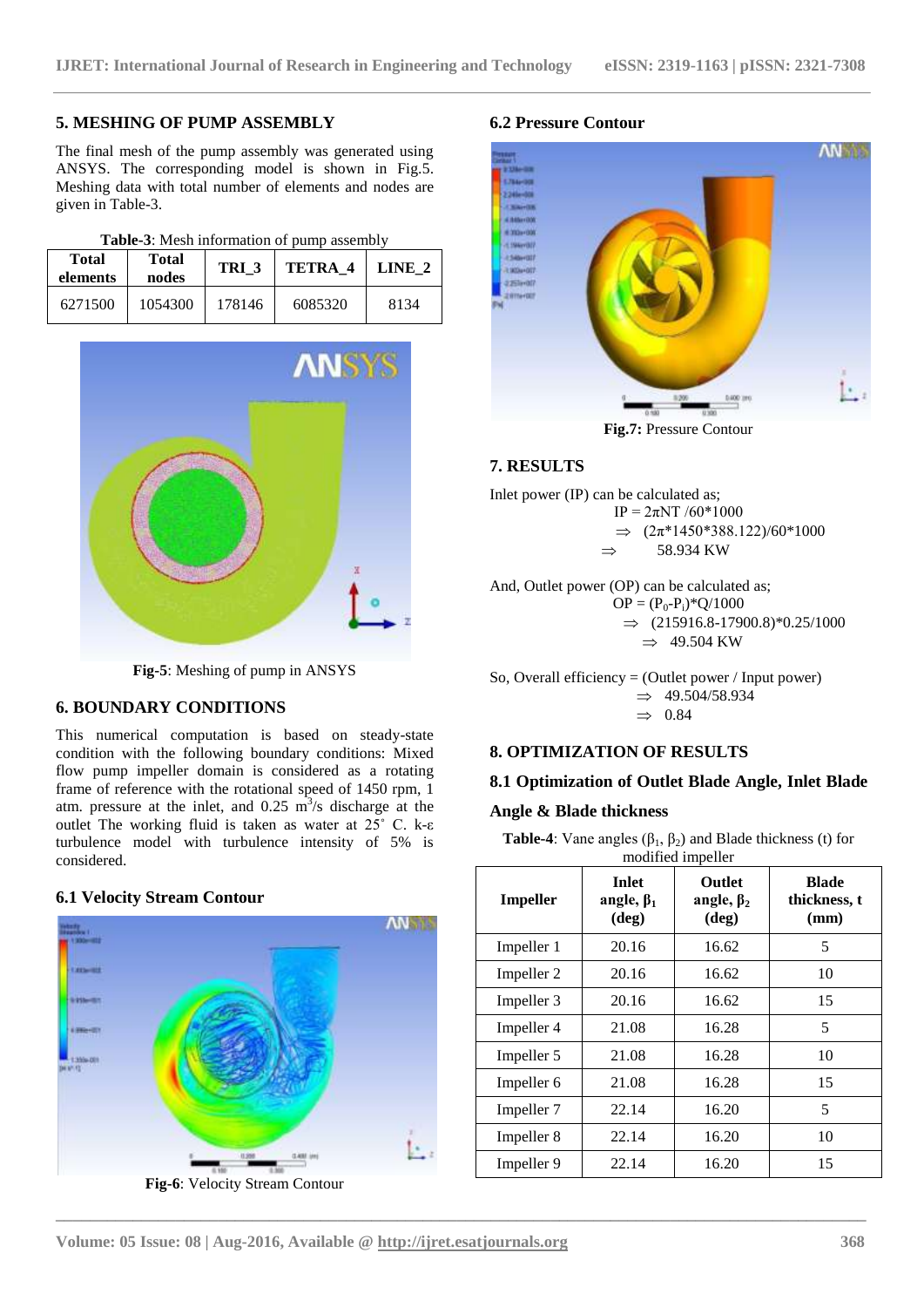## 5. MESHING OF PUMP ASSEMBLY

The final mesh of the pump assembly was generated using ANSYS. The corresponding model is shown in Fig.5. Meshing data with total number of elements and nodes are given in Table-3.

**Table-3**: Mesh information of pump assembly

| Total elements | Total nodes | TRI_3 | TETRA_4 | LINE_2 |
|---|---|---|---|---|
| 6271500 | 1054300 | 178146 | 6085320 | 8134 |

**Fig-5**: Meshing of pump in ANSYS

## 6. BOUNDARY CONDITIONS

This numerical computation is based on steady-state condition with the following boundary conditions: Mixed flow pump impeller domain is considered as a rotating frame of reference with the rotational speed of 1450 rpm, 1 atm. pressure at the inlet, and 0.25 $m^3/s$ discharge at the outlet The working fluid is taken as water at 25˚ C. k-ε turbulence model with turbulence intensity of 5% is considered.

### 6.1 Velocity Stream Contour

**Fig-6**: Velocity Stream Contour

### 6.2 Pressure Contour

**Fig.7:** Pressure Contour

## 7. RESULTS

Inlet power (IP) can be calculated as;

$$IP = 2\pi NT / 60*1000$$

$$\Rightarrow (2\pi*1450*388.122)/60*1000$$

$$\Rightarrow 58.934 \text{ KW}$$

And, Outlet power (OP) can be calculated as;

$$OP = (P_0-P_i)*Q/1000$$

$$\Rightarrow (215916.8-17900.8)*0.25/1000$$

$$\Rightarrow 49.504 \text{ KW}$$

So, Overall efficiency = (Outlet power / Input power)

$$\Rightarrow 49.504/58.934$$

$$\Rightarrow 0.84$$

## 8. OPTIMIZATION OF RESULTS

### 8.1 Optimization of Outlet Blade Angle, Inlet Blade Angle & Blade thickness

**Table-4**: Vane angles ($\beta_1$, $\beta_2$) and Blade thickness (t) for modified impeller

| Impeller | Inlet angle, $\beta_1$ (deg) | Outlet angle, $\beta_2$ (deg) | Blade thickness, t (mm) |
|---|---|---|---|
| Impeller 1 | 20.16 | 16.62 | 5 |
| Impeller 2 | 20.16 | 16.62 | 10 |
| Impeller 3 | 20.16 | 16.62 | 15 |
| Impeller 4 | 21.08 | 16.28 | 5 |
| Impeller 5 | 21.08 | 16.28 | 10 |
| Impeller 6 | 21.08 | 16.28 | 15 |
| Impeller 7 | 22.14 | 16.20 | 5 |
| Impeller 8 | 22.14 | 16.20 | 10 |
| Impeller 9 | 22.14 | 16.20 | 15 |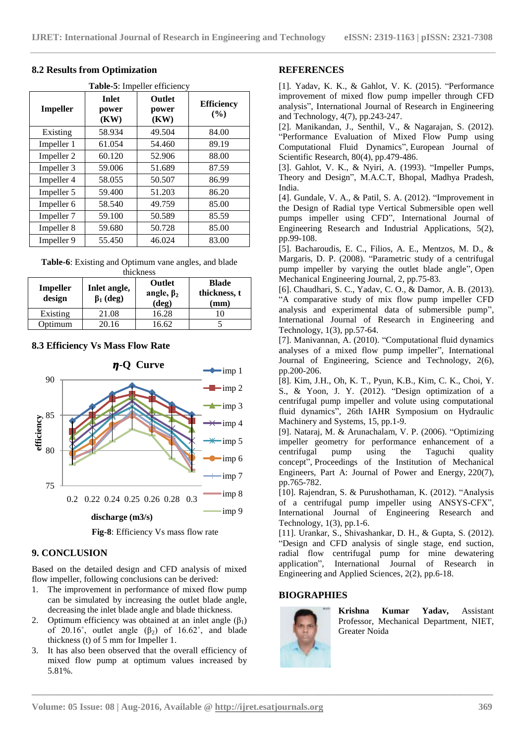### 8.2 Results from Optimization

**Table-5**: Impeller efficiency

| Impeller | Inlet power (KW) | Outlet power (KW) | Efficiency (%) |
|---|---|---|---|
| Existing | 58.934 | 49.504 | 84.00 |
| Impeller 1 | 61.054 | 54.460 | 89.19 |
| Impeller 2 | 60.120 | 52.906 | 88.00 |
| Impeller 3 | 59.006 | 51.689 | 87.59 |
| Impeller 4 | 58.055 | 50.507 | 86.99 |
| Impeller 5 | 59.400 | 51.203 | 86.20 |
| Impeller 6 | 58.540 | 49.759 | 85.00 |
| Impeller 7 | 59.100 | 50.589 | 85.59 |
| Impeller 8 | 59.680 | 50.728 | 85.00 |
| Impeller 9 | 55.450 | 46.024 | 83.00 |

**Table-6**: Existing and Optimum vane angles, and blade thickness

| Impeller design | Inlet angle, $\beta_1$ (deg) | Outlet angle, $\beta_2$ (deg) | Blade thickness, t (mm) |
|---|---|---|---|
| Existing | 21.08 | 16.28 | 10 |
| Optimum | 20.16 | 16.62 | 5 |

### 8.3 Efficiency Vs Mass Flow Rate

**Fig-8**: Efficiency Vs mass flow rate

## 9. CONCLUSION

Based on the detailed design and CFD analysis of mixed flow impeller, following conclusions can be derived:

1. The improvement in performance of mixed flow pump can be simulated by increasing the outlet blade angle, decreasing the inlet blade angle and blade thickness.
2. Optimum efficiency was obtained at an inlet angle ($\beta_1$) of 20.16˚, outlet angle ($\beta_2$) of 16.62˚, and blade thickness (t) of 5 mm for Impeller 1.
3. It has also been observed that the overall efficiency of mixed flow pump at optimum values increased by 5.81%.

## REFERENCES

[1]. Yadav, K. K., & Gahlot, V. K. (2015). "Performance improvement of mixed flow pump impeller through CFD analysis", International Journal of Research in Engineering and Technology, 4(7), pp.243-247.

[2]. Manikandan, J., Senthil, V., & Nagarajan, S. (2012). "Performance Evaluation of Mixed Flow Pump using Computational Fluid Dynamics", European Journal of Scientific Research, 80(4), pp.479-486.

[3]. Gahlot, V. K., & Nyiri, A. (1993). "Impeller Pumps, Theory and Design", M.A.C.T, Bhopal, Madhya Pradesh, India.

[4]. Gundale, V. A., & Patil, S. A. (2012). "Improvement in the Design of Radial type Vertical Submersible open well pumps impeller using CFD", International Journal of Engineering Research and Industrial Applications, 5(2), pp.99-108.

[5]. Bacharoudis, E. C., Filios, A. E., Mentzos, M. D., & Margaris, D. P. (2008). "Parametric study of a centrifugal pump impeller by varying the outlet blade angle", Open Mechanical Engineering Journal, 2, pp.75-83.

[6]. Chaudhari, S. C., Yadav, C. O., & Damor, A. B. (2013). "A comparative study of mix flow pump impeller CFD analysis and experimental data of submersible pump", International Journal of Research in Engineering and Technology, 1(3), pp.57-64.

[7]. Manivannan, A. (2010). "Computational fluid dynamics analyses of a mixed flow pump impeller", International Journal of Engineering, Science and Technology, 2(6), pp.200-206.

[8]. Kim, J.H., Oh, K. T., Pyun, K.B., Kim, C. K., Choi, Y. S., & Yoon, J. Y. (2012). "Design optimization of a centrifugal pump impeller and volute using computational fluid dynamics", 26th IAHR Symposium on Hydraulic Machinery and Systems, 15, pp.1-9.

[9]. Nataraj, M. & Arunachalam, V. P. (2006). "Optimizing impeller geometry for performance enhancement of a centrifugal pump using the Taguchi quality concept", Proceedings of the Institution of Mechanical Engineers, Part A: Journal of Power and Energy, 220(7), pp.765-782.

[10]. Rajendran, S. & Purushothaman, K. (2012). "Analysis of a centrifugal pump impeller using ANSYS-CFX", International Journal of Engineering Research and Technology, 1(3), pp.1-6.

[11]. Urankar, S., Shivashankar, D. H., & Gupta, S. (2012). "Design and CFD analysis of single stage, end suction, radial flow centrifugal pump for mine dewatering application", International Journal of Research in Engineering and Applied Sciences, 2(2), pp.6-18.

## BIOGRAPHIES

**Krishna Kumar Yadav,** Assistant Professor, Mechanical Department, NIET, Greater Noida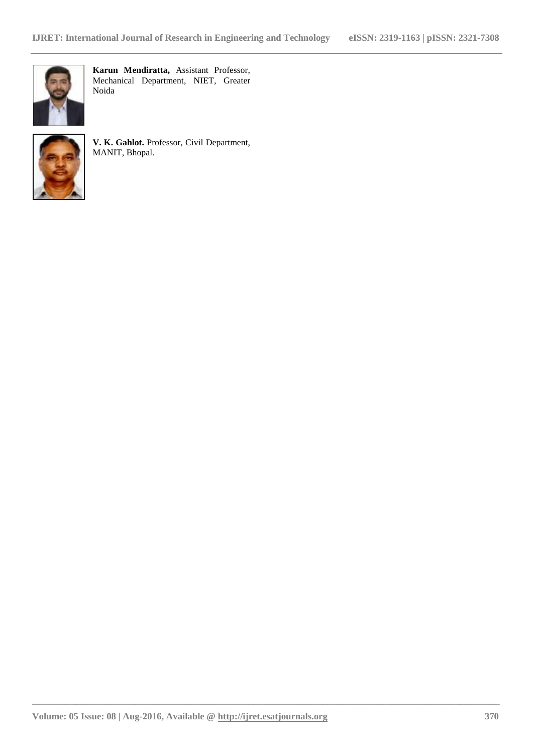**Karun Mendiratta,** Assistant Professor, Mechanical Department, NIET, Greater Noida

**V. K. Gahlot.** Professor, Civil Department, MANIT, Bhopal.